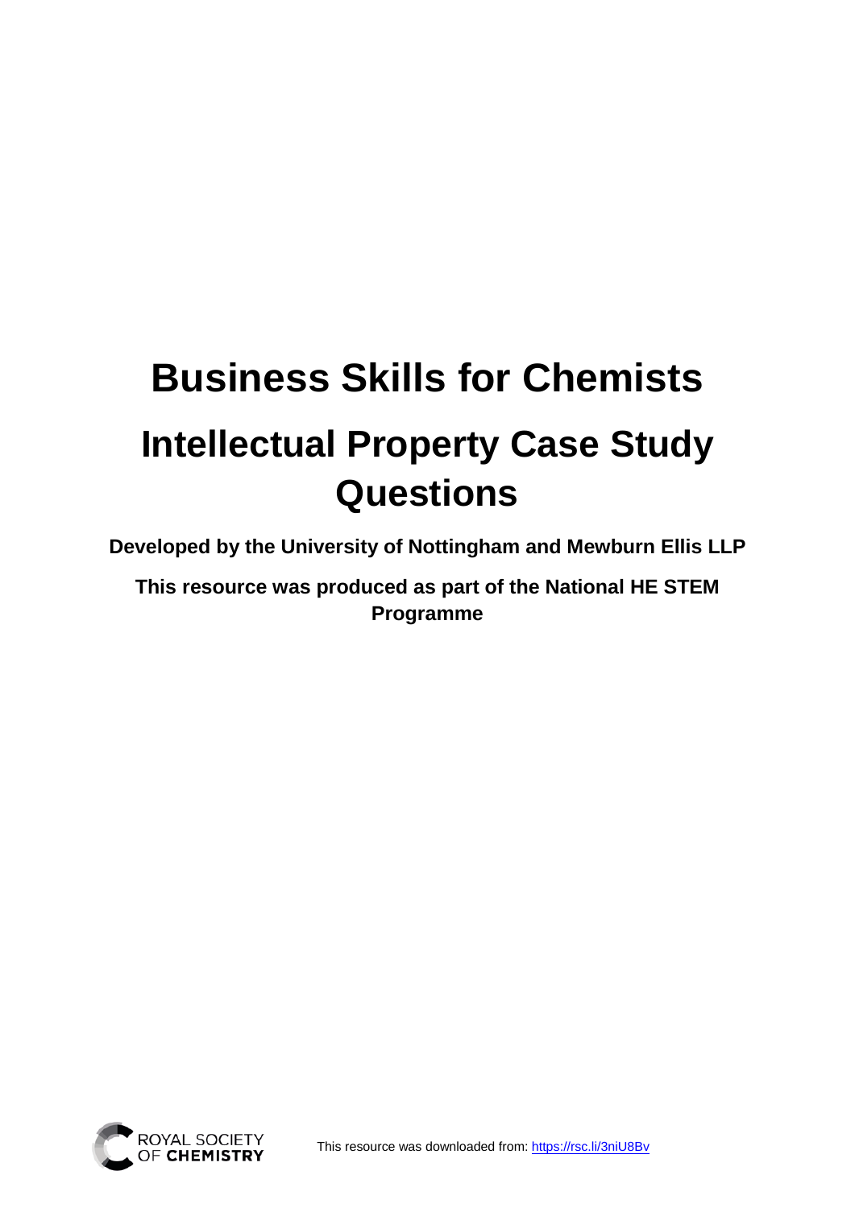# Business Skills for Chemists

## Intellectual Property Case Study Questions

**Developed by the University of Nottingham and Mewburn Ellis LLP**

**This resource was produced as part of the National HE STEM Programme**

ROYAL SOCIETY OF CHEMISTRY

This resource was downloaded from: https://rsc.li/3niU8Bv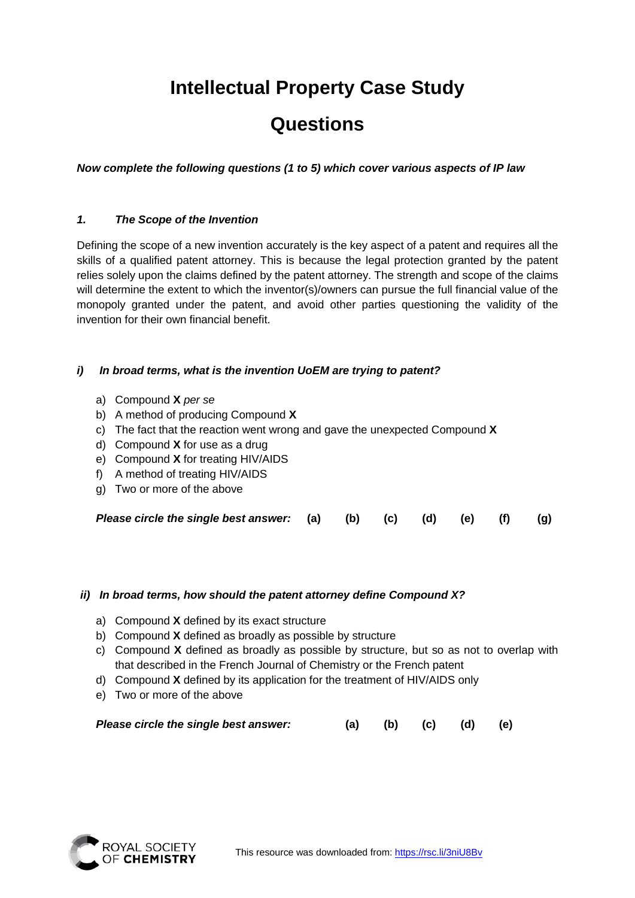# Intellectual Property Case Study

# Questions

***Now complete the following questions (1 to 5) which cover various aspects of IP law***

### *1. The Scope of the Invention*

Defining the scope of a new invention accurately is the key aspect of a patent and requires all the skills of a qualified patent attorney. This is because the legal protection granted by the patent relies solely upon the claims defined by the patent attorney. The strength and scope of the claims will determine the extent to which the inventor(s)/owners can pursue the full financial value of the monopoly granted under the patent, and avoid other parties questioning the validity of the invention for their own financial benefit.

***i) In broad terms, what is the invention UoEM are trying to patent?***

a) Compound **X** *per se*
b) A method of producing Compound **X**
c) The fact that the reaction went wrong and gave the unexpected Compound **X**
d) Compound **X** for use as a drug
e) Compound **X** for treating HIV/AIDS
f) A method of treating HIV/AIDS
g) Two or more of the above

***Please circle the single best answer:*** **(a) (b) (c) (d) (e) (f) (g)**

***ii) In broad terms, how should the patent attorney define Compound X?***

a) Compound **X** defined by its exact structure
b) Compound **X** defined as broadly as possible by structure
c) Compound **X** defined as broadly as possible by structure, but so as not to overlap with that described in the French Journal of Chemistry or the French patent
d) Compound **X** defined by its application for the treatment of HIV/AIDS only
e) Two or more of the above

***Please circle the single best answer:*** **(a) (b) (c) (d) (e)**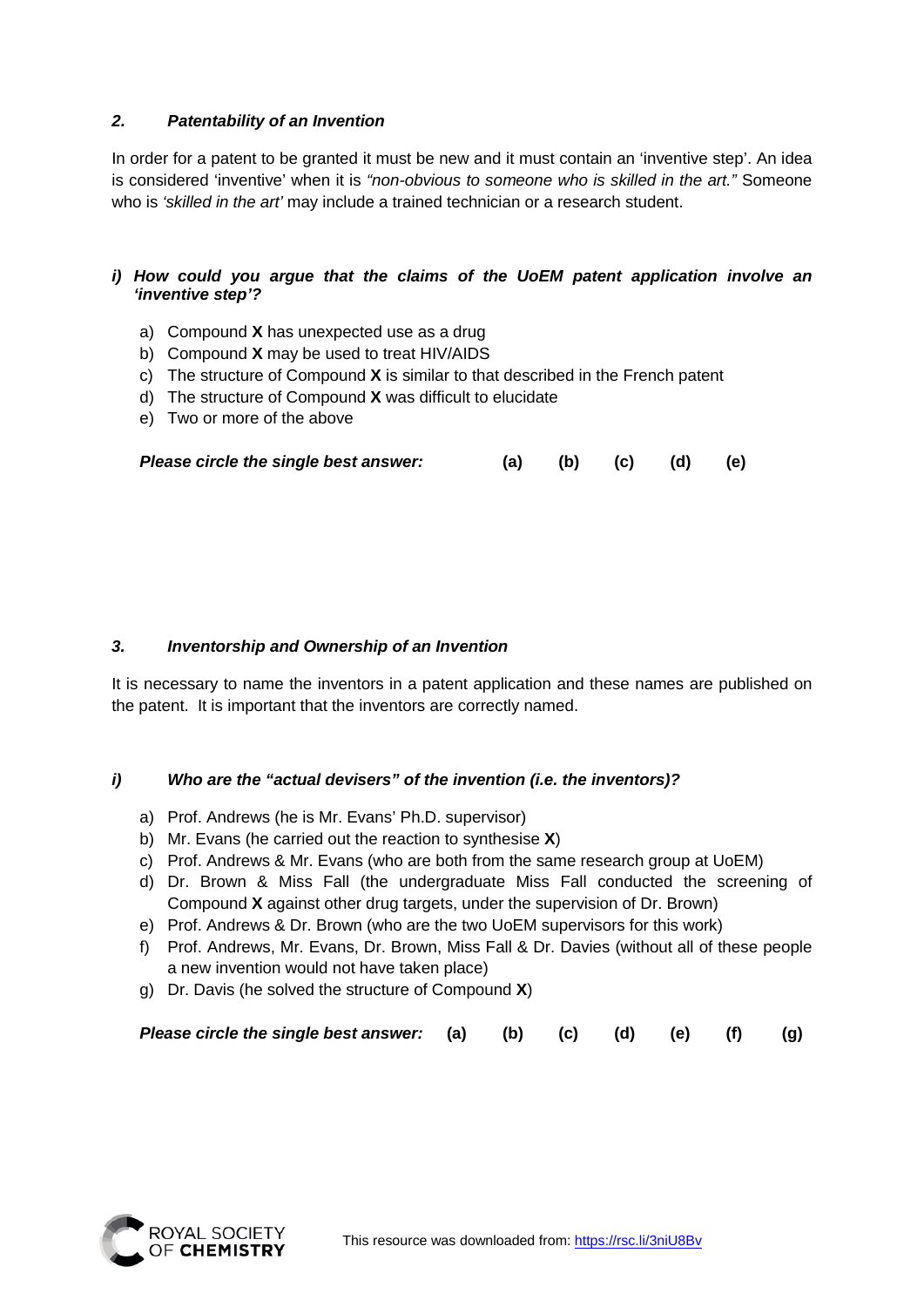## *2. Patentability of an Invention*

In order for a patent to be granted it must be new and it must contain an 'inventive step'. An idea is considered 'inventive' when it is *"non-obvious to someone who is skilled in the art."* Someone who is *'skilled in the art'* may include a trained technician or a research student.

***i) How could you argue that the claims of the UoEM patent application involve an 'inventive step'?***

a) Compound **X** has unexpected use as a drug
b) Compound **X** may be used to treat HIV/AIDS
c) The structure of Compound **X** is similar to that described in the French patent
d) The structure of Compound **X** was difficult to elucidate
e) Two or more of the above

***Please circle the single best answer:*** **(a) (b) (c) (d) (e)**

## *3. Inventorship and Ownership of an Invention*

It is necessary to name the inventors in a patent application and these names are published on the patent. It is important that the inventors are correctly named.

***i) Who are the "actual devisers" of the invention (i.e. the inventors)?***

a) Prof. Andrews (he is Mr. Evans' Ph.D. supervisor)
b) Mr. Evans (he carried out the reaction to synthesise **X**)
c) Prof. Andrews & Mr. Evans (who are both from the same research group at UoEM)
d) Dr. Brown & Miss Fall (the undergraduate Miss Fall conducted the screening of Compound **X** against other drug targets, under the supervision of Dr. Brown)
e) Prof. Andrews & Dr. Brown (who are the two UoEM supervisors for this work)
f) Prof. Andrews, Mr. Evans, Dr. Brown, Miss Fall & Dr. Davies (without all of these people a new invention would not have taken place)
g) Dr. Davis (he solved the structure of Compound **X**)

***Please circle the single best answer:*** **(a) (b) (c) (d) (e) (f) (g)**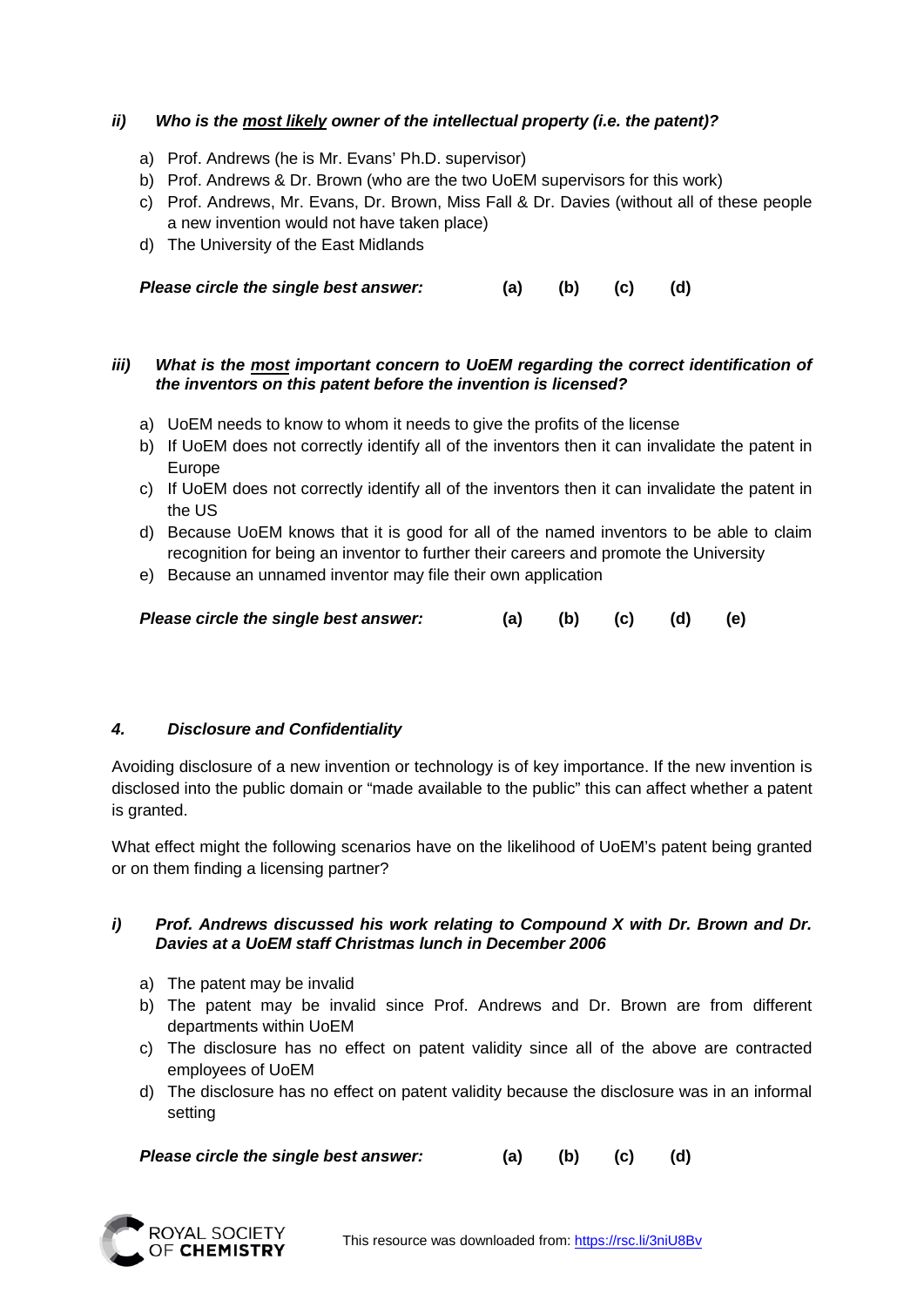***ii) Who is the <u>most likely</u> owner of the intellectual property (i.e. the patent)?***

a) Prof. Andrews (he is Mr. Evans' Ph.D. supervisor)
b) Prof. Andrews & Dr. Brown (who are the two UoEM supervisors for this work)
c) Prof. Andrews, Mr. Evans, Dr. Brown, Miss Fall & Dr. Davies (without all of these people a new invention would not have taken place)
d) The University of the East Midlands

***Please circle the single best answer:*** **(a) (b) (c) (d)**

***iii) What is the <u>most</u> important concern to UoEM regarding the correct identification of the inventors on this patent before the invention is licensed?***

a) UoEM needs to know to whom it needs to give the profits of the license
b) If UoEM does not correctly identify all of the inventors then it can invalidate the patent in Europe
c) If UoEM does not correctly identify all of the inventors then it can invalidate the patent in the US
d) Because UoEM knows that it is good for all of the named inventors to be able to claim recognition for being an inventor to further their careers and promote the University
e) Because an unnamed inventor may file their own application

***Please circle the single best answer:*** **(a) (b) (c) (d) (e)**

## *4. Disclosure and Confidentiality*

Avoiding disclosure of a new invention or technology is of key importance. If the new invention is disclosed into the public domain or "made available to the public" this can affect whether a patent is granted.

What effect might the following scenarios have on the likelihood of UoEM's patent being granted or on them finding a licensing partner?

***i) Prof. Andrews discussed his work relating to Compound X with Dr. Brown and Dr. Davies at a UoEM staff Christmas lunch in December 2006***

a) The patent may be invalid
b) The patent may be invalid since Prof. Andrews and Dr. Brown are from different departments within UoEM
c) The disclosure has no effect on patent validity since all of the above are contracted employees of UoEM
d) The disclosure has no effect on patent validity because the disclosure was in an informal setting

***Please circle the single best answer:*** **(a) (b) (c) (d)**

This resource was downloaded from: https://rsc.li/3niU8Bv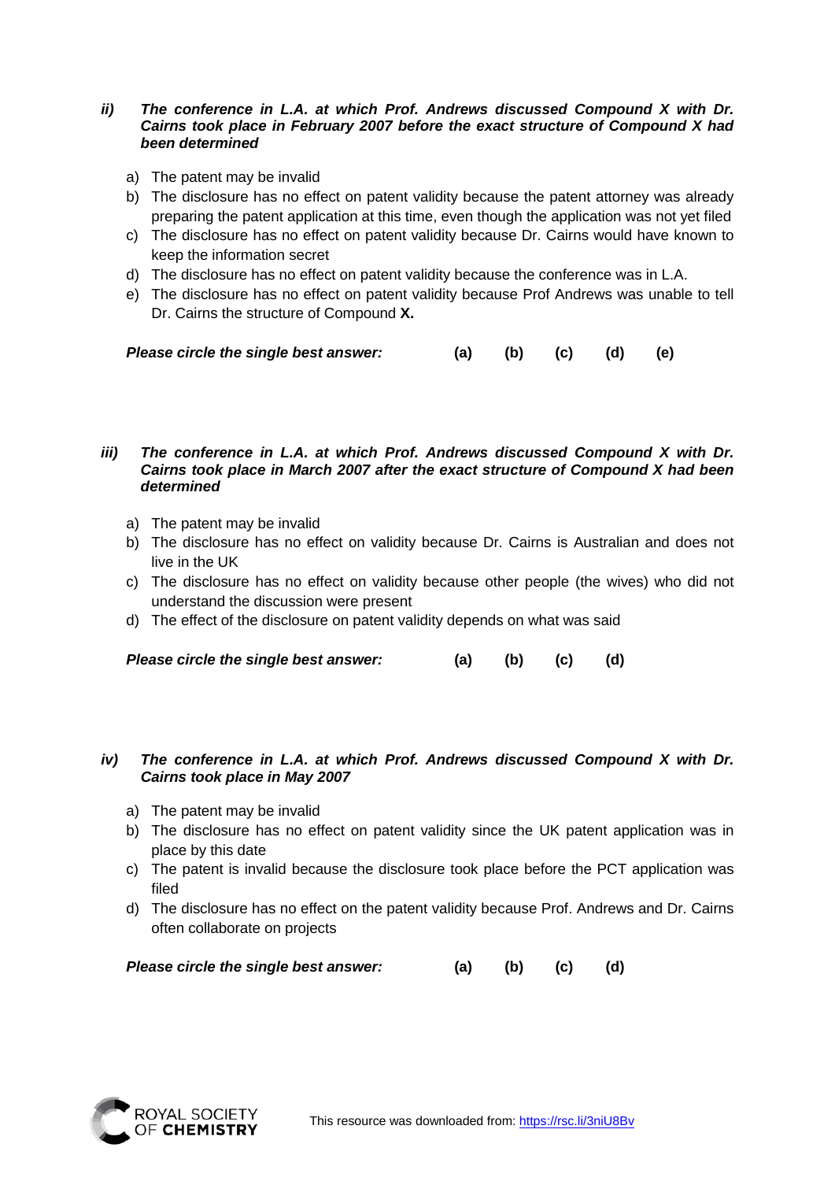***ii) The conference in L.A. at which Prof. Andrews discussed Compound X with Dr. Cairns took place in February 2007 before the exact structure of Compound X had been determined***

a) The patent may be invalid
b) The disclosure has no effect on patent validity because the patent attorney was already preparing the patent application at this time, even though the application was not yet filed
c) The disclosure has no effect on patent validity because Dr. Cairns would have known to keep the information secret
d) The disclosure has no effect on patent validity because the conference was in L.A.
e) The disclosure has no effect on patent validity because Prof Andrews was unable to tell Dr. Cairns the structure of Compound **X.**

***Please circle the single best answer:*** **(a) (b) (c) (d) (e)**

***iii) The conference in L.A. at which Prof. Andrews discussed Compound X with Dr. Cairns took place in March 2007 after the exact structure of Compound X had been determined***

a) The patent may be invalid
b) The disclosure has no effect on validity because Dr. Cairns is Australian and does not live in the UK
c) The disclosure has no effect on validity because other people (the wives) who did not understand the discussion were present
d) The effect of the disclosure on patent validity depends on what was said

***Please circle the single best answer:*** **(a) (b) (c) (d)**

***iv) The conference in L.A. at which Prof. Andrews discussed Compound X with Dr. Cairns took place in May 2007***

a) The patent may be invalid
b) The disclosure has no effect on patent validity since the UK patent application was in place by this date
c) The patent is invalid because the disclosure took place before the PCT application was filed
d) The disclosure has no effect on the patent validity because Prof. Andrews and Dr. Cairns often collaborate on projects

***Please circle the single best answer:*** **(a) (b) (c) (d)**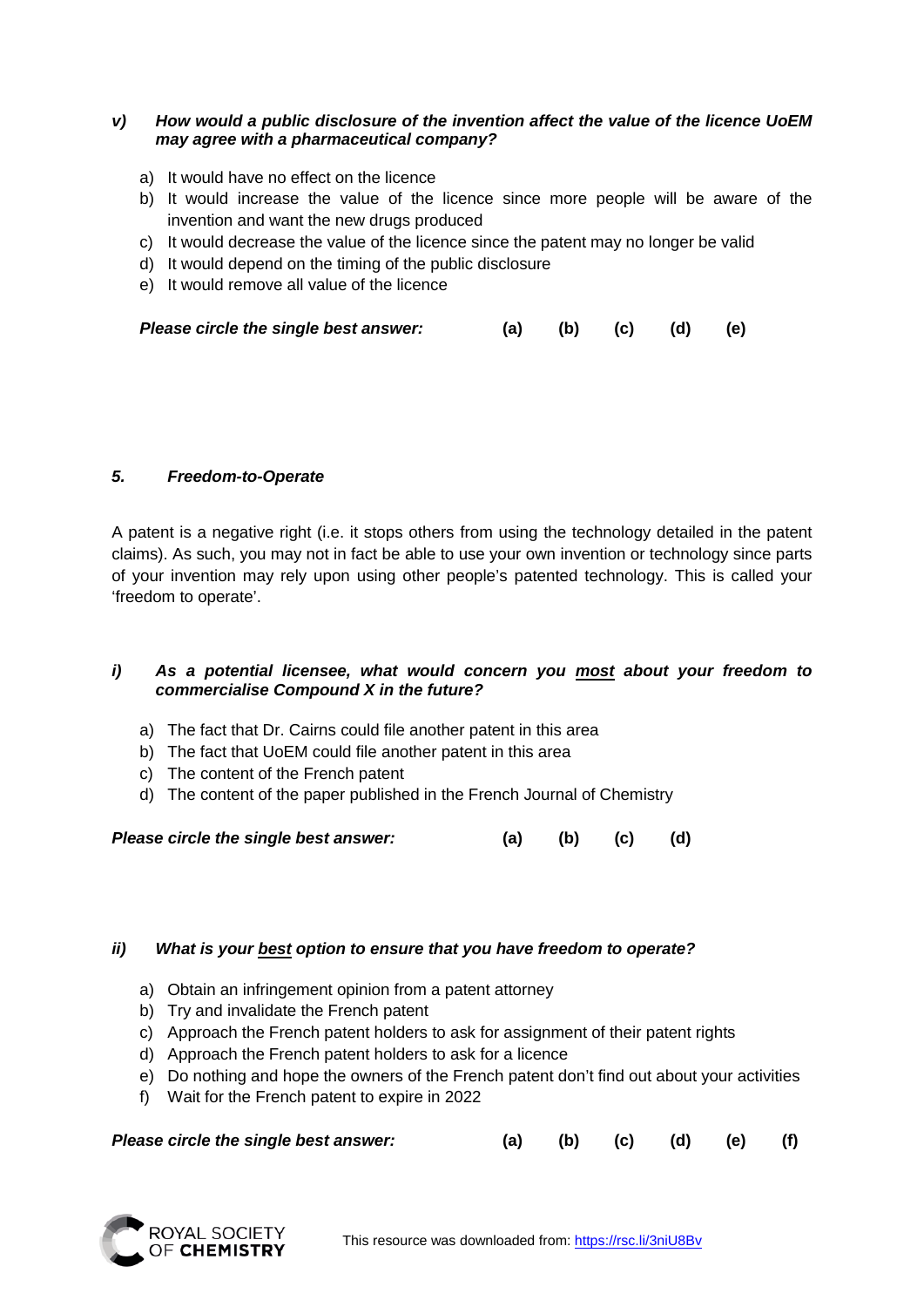***v) How would a public disclosure of the invention affect the value of the licence UoEM may agree with a pharmaceutical company?***

a) It would have no effect on the licence
b) It would increase the value of the licence since more people will be aware of the invention and want the new drugs produced
c) It would decrease the value of the licence since the patent may no longer be valid
d) It would depend on the timing of the public disclosure
e) It would remove all value of the licence

***Please circle the single best answer:*** **(a) (b) (c) (d) (e)**

## *5. Freedom-to-Operate*

A patent is a negative right (i.e. it stops others from using the technology detailed in the patent claims). As such, you may not in fact be able to use your own invention or technology since parts of your invention may rely upon using other people's patented technology. This is called your 'freedom to operate'.

***i) As a potential licensee, what would concern you <u>most</u> about your freedom to commercialise Compound X in the future?***

a) The fact that Dr. Cairns could file another patent in this area
b) The fact that UoEM could file another patent in this area
c) The content of the French patent
d) The content of the paper published in the French Journal of Chemistry

***Please circle the single best answer:*** **(a) (b) (c) (d)**

***ii) What is your <u>best</u> option to ensure that you have freedom to operate?***

a) Obtain an infringement opinion from a patent attorney
b) Try and invalidate the French patent
c) Approach the French patent holders to ask for assignment of their patent rights
d) Approach the French patent holders to ask for a licence
e) Do nothing and hope the owners of the French patent don't find out about your activities
f) Wait for the French patent to expire in 2022

***Please circle the single best answer:*** **(a) (b) (c) (d) (e) (f)**

This resource was downloaded from: https://rsc.li/3niU8Bv